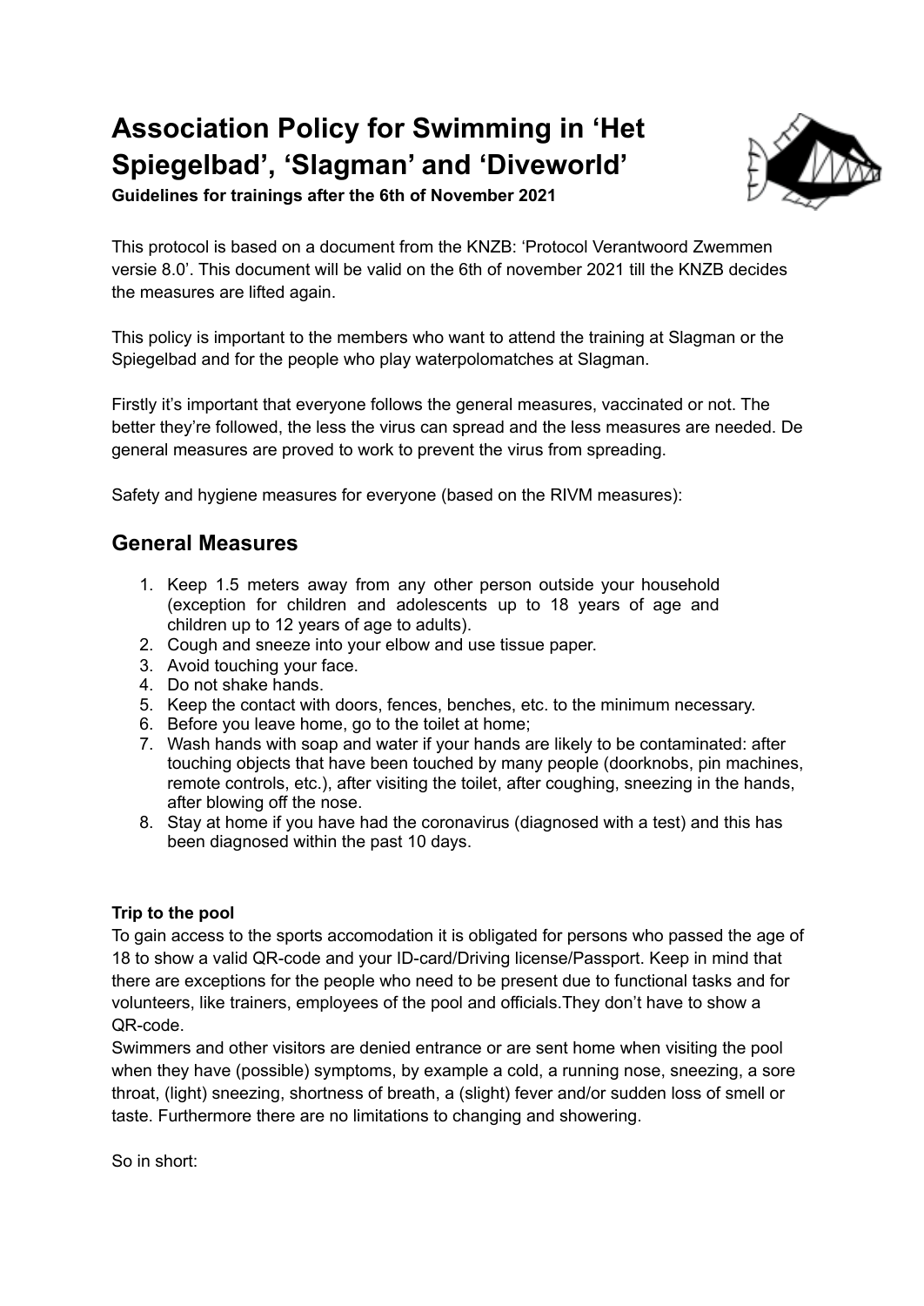# Association Policy for Swimming in 'Het Spiegelbad', 'Slagman' and 'Diveworld'

**Guidelines for trainings after the 6th of November 2021**

This protocol is based on a document from the KNZB: 'Protocol Verantwoord Zwemmen versie 8.0'. This document will be valid on the 6th of november 2021 till the KNZB decides the measures are lifted again.

This policy is important to the members who want to attend the training at Slagman or the Spiegelbad and for the people who play waterpolomatches at Slagman.

Firstly it's important that everyone follows the general measures, vaccinated or not. The better they're followed, the less the virus can spread and the less measures are needed. De general measures are proved to work to prevent the virus from spreading.

Safety and hygiene measures for everyone (based on the RIVM measures):

## General Measures

1. Keep 1.5 meters away from any other person outside your household (exception for children and adolescents up to 18 years of age and children up to 12 years of age to adults).
2. Cough and sneeze into your elbow and use tissue paper.
3. Avoid touching your face.
4. Do not shake hands.
5. Keep the contact with doors, fences, benches, etc. to the minimum necessary.
6. Before you leave home, go to the toilet at home;
7. Wash hands with soap and water if your hands are likely to be contaminated: after touching objects that have been touched by many people (doorknobs, pin machines, remote controls, etc.), after visiting the toilet, after coughing, sneezing in the hands, after blowing off the nose.
8. Stay at home if you have had the coronavirus (diagnosed with a test) and this has been diagnosed within the past 10 days.

**Trip to the pool**

To gain access to the sports accomodation it is obligated for persons who passed the age of 18 to show a valid QR-code and your ID-card/Driving license/Passport. Keep in mind that there are exceptions for the people who need to be present due to functional tasks and for volunteers, like trainers, employees of the pool and officials.They don't have to show a QR-code.

Swimmers and other visitors are denied entrance or are sent home when visiting the pool when they have (possible) symptoms, by example a cold, a running nose, sneezing, a sore throat, (light) sneezing, shortness of breath, a (slight) fever and/or sudden loss of smell or taste. Furthermore there are no limitations to changing and showering.

So in short: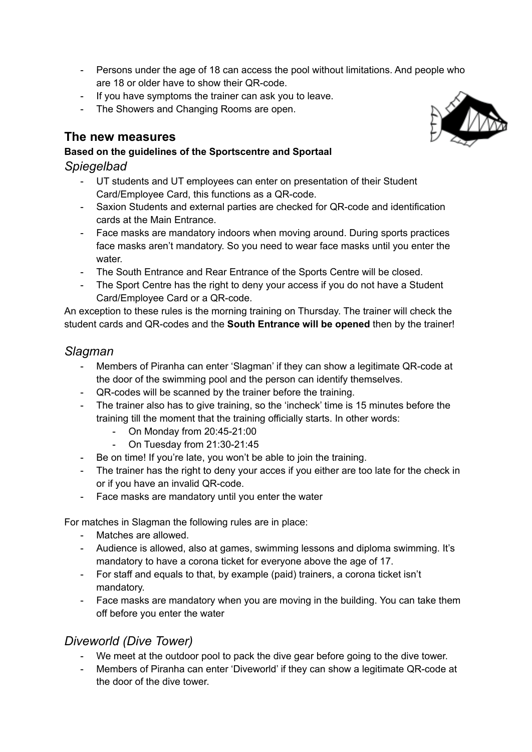- Persons under the age of 18 can access the pool without limitations. And people who are 18 or older have to show their QR-code.
- If you have symptoms the trainer can ask you to leave.
- The Showers and Changing Rooms are open.

## The new measures

**Based on the guidelines of the Sportscentre and Sportaal**

### *Spiegelbad*

- UT students and UT employees can enter on presentation of their Student Card/Employee Card, this functions as a QR-code.
- Saxion Students and external parties are checked for QR-code and identification cards at the Main Entrance.
- Face masks are mandatory indoors when moving around. During sports practices face masks aren't mandatory. So you need to wear face masks until you enter the water.
- The South Entrance and Rear Entrance of the Sports Centre will be closed.
- The Sport Centre has the right to deny your access if you do not have a Student Card/Employee Card or a QR-code.

An exception to these rules is the morning training on Thursday. The trainer will check the student cards and QR-codes and the **South Entrance will be opened** then by the trainer!

### *Slagman*

- Members of Piranha can enter 'Slagman' if they can show a legitimate QR-code at the door of the swimming pool and the person can identify themselves.
- QR-codes will be scanned by the trainer before the training.
- The trainer also has to give training, so the 'incheck' time is 15 minutes before the training till the moment that the training officially starts. In other words:
    - On Monday from 20:45-21:00
    - On Tuesday from 21:30-21:45
- Be on time! If you're late, you won't be able to join the training.
- The trainer has the right to deny your acces if you either are too late for the check in or if you have an invalid QR-code.
- Face masks are mandatory until you enter the water

For matches in Slagman the following rules are in place:

- Matches are allowed.
- Audience is allowed, also at games, swimming lessons and diploma swimming. It's mandatory to have a corona ticket for everyone above the age of 17.
- For staff and equals to that, by example (paid) trainers, a corona ticket isn't mandatory.
- Face masks are mandatory when you are moving in the building. You can take them off before you enter the water

### *Diveworld (Dive Tower)*

- We meet at the outdoor pool to pack the dive gear before going to the dive tower.
- Members of Piranha can enter 'Diveworld' if they can show a legitimate QR-code at the door of the dive tower.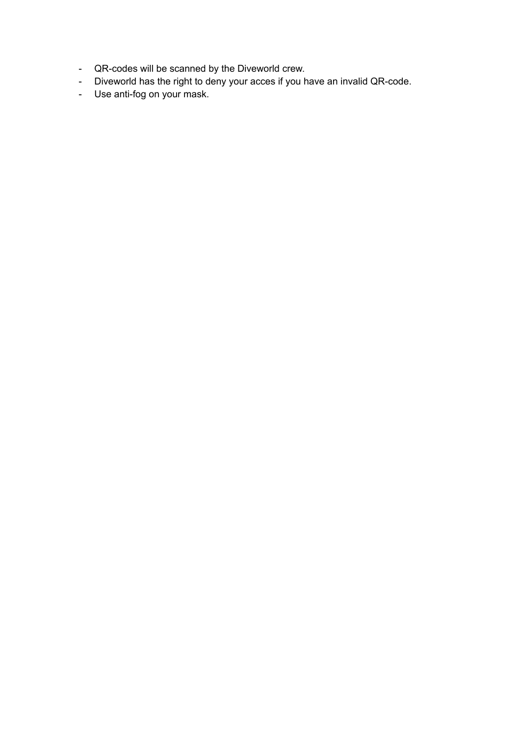- QR-codes will be scanned by the Diveworld crew.
- Diveworld has the right to deny your acces if you have an invalid QR-code.
- Use anti-fog on your mask.